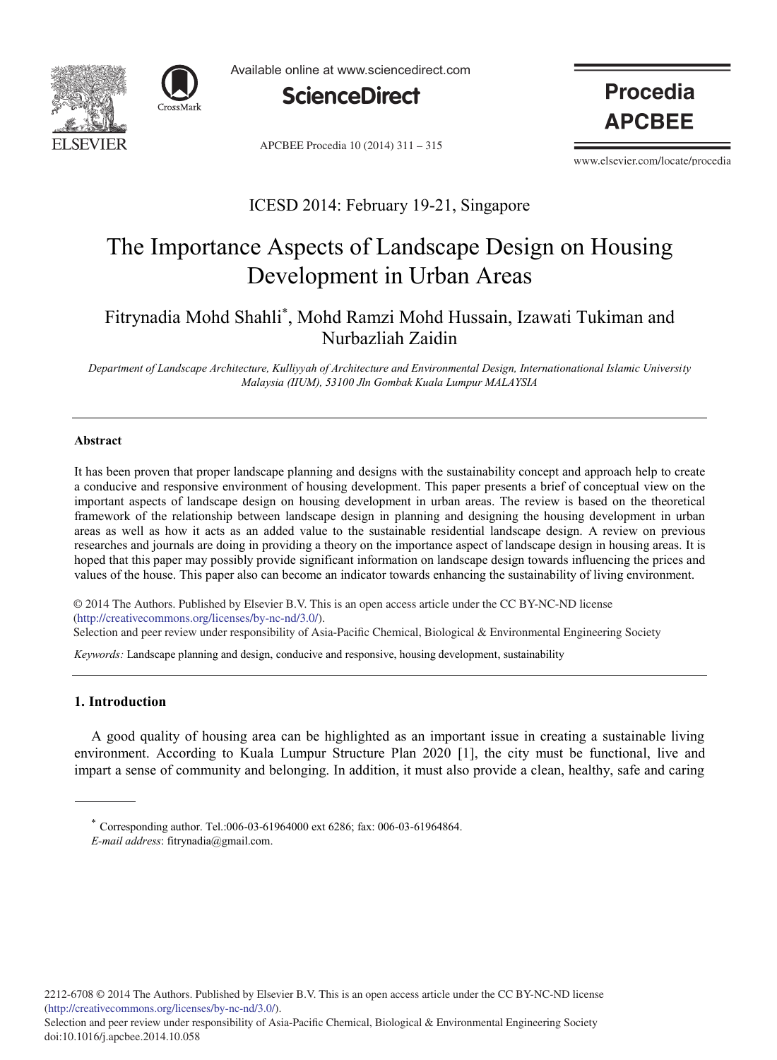ICESD 2014: February 19-21, Singapore

# The Importance Aspects of Landscape Design on Housing Development in Urban Areas

Fitrynadia Mohd Shahli*, Mohd Ramzi Mohd Hussain, Izawati Tukiman and Nurbazliah Zaidin

*Department of Landscape Architecture, Kulliyyah of Architecture and Environmental Design, Internationational Islamic University Malaysia (IIUM), 53100 Jln Gombak Kuala Lumpur MALAYSIA*

---

### Abstract

It has been proven that proper landscape planning and designs with the sustainability concept and approach help to create a conducive and responsive environment of housing development. This paper presents a brief of conceptual view on the important aspects of landscape design on housing development in urban areas. The review is based on the theoretical framework of the relationship between landscape design in planning and designing the housing development in urban areas as well as how it acts as an added value to the sustainable residential landscape design. A review on previous researches and journals are doing in providing a theory on the importance aspect of landscape design in housing areas. It is hoped that this paper may possibly provide significant information on landscape design towards influencing the prices and values of the house. This paper also can become an indicator towards enhancing the sustainability of living environment.

© 2014 The Authors. Published by Elsevier B.V. This is an open access article under the CC BY-NC-ND license (http://creativecommons.org/licenses/by-nc-nd/3.0/).
Selection and peer review under responsibility of Asia-Pacific Chemical, Biological & Environmental Engineering Society

*Keywords:* Landscape planning and design, conducive and responsive, housing development, sustainability

---

## 1. Introduction

A good quality of housing area can be highlighted as an important issue in creating a sustainable living environment. According to Kuala Lumpur Structure Plan 2020 [1], the city must be functional, live and impart a sense of community and belonging. In addition, it must also provide a clean, healthy, safe and caring

---

* Corresponding author. Tel.:006-03-61964000 ext 6286; fax: 006-03-61964864.
*E-mail address*: fitrynadia@gmail.com.

2212-6708 © 2014 The Authors. Published by Elsevier B.V. This is an open access article under the CC BY-NC-ND license (http://creativecommons.org/licenses/by-nc-nd/3.0/).
Selection and peer review under responsibility of Asia-Pacific Chemical, Biological & Environmental Engineering Society
doi:10.1016/j.apcbee.2014.10.058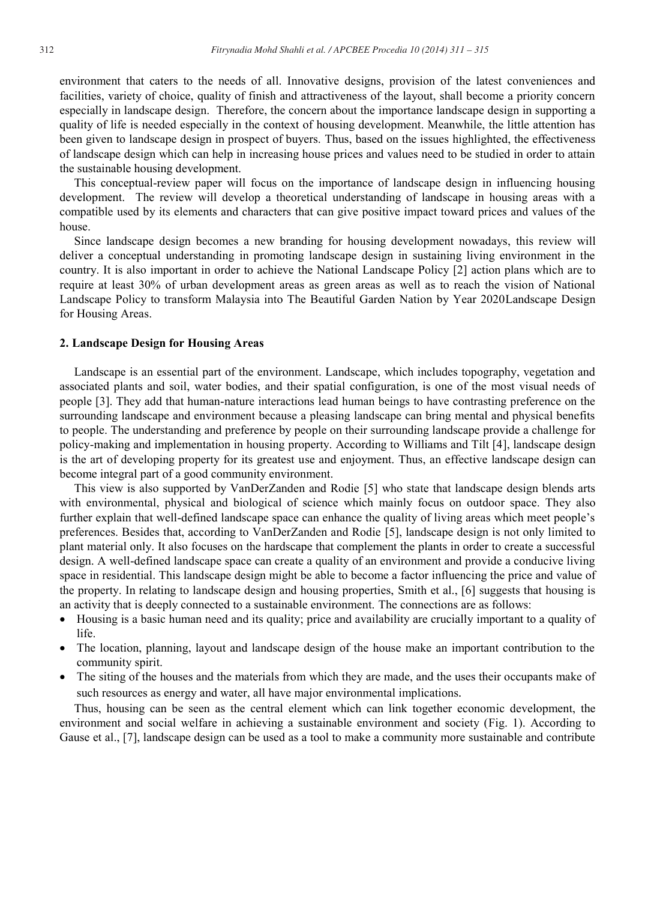environment that caters to the needs of all. Innovative designs, provision of the latest conveniences and facilities, variety of choice, quality of finish and attractiveness of the layout, shall become a priority concern especially in landscape design. Therefore, the concern about the importance landscape design in supporting a quality of life is needed especially in the context of housing development. Meanwhile, the little attention has been given to landscape design in prospect of buyers. Thus, based on the issues highlighted, the effectiveness of landscape design which can help in increasing house prices and values need to be studied in order to attain the sustainable housing development.

This conceptual-review paper will focus on the importance of landscape design in influencing housing development. The review will develop a theoretical understanding of landscape in housing areas with a compatible used by its elements and characters that can give positive impact toward prices and values of the house.

Since landscape design becomes a new branding for housing development nowadays, this review will deliver a conceptual understanding in promoting landscape design in sustaining living environment in the country. It is also important in order to achieve the National Landscape Policy [2] action plans which are to require at least 30% of urban development areas as green areas as well as to reach the vision of National Landscape Policy to transform Malaysia into The Beautiful Garden Nation by Year 2020Landscape Design for Housing Areas.

## 2. Landscape Design for Housing Areas

Landscape is an essential part of the environment. Landscape, which includes topography, vegetation and associated plants and soil, water bodies, and their spatial configuration, is one of the most visual needs of people [3]. They add that human-nature interactions lead human beings to have contrasting preference on the surrounding landscape and environment because a pleasing landscape can bring mental and physical benefits to people. The understanding and preference by people on their surrounding landscape provide a challenge for policy-making and implementation in housing property. According to Williams and Tilt [4], landscape design is the art of developing property for its greatest use and enjoyment. Thus, an effective landscape design can become integral part of a good community environment.

This view is also supported by VanDerZanden and Rodie [5] who state that landscape design blends arts with environmental, physical and biological of science which mainly focus on outdoor space. They also further explain that well-defined landscape space can enhance the quality of living areas which meet people's preferences. Besides that, according to VanDerZanden and Rodie [5], landscape design is not only limited to plant material only. It also focuses on the hardscape that complement the plants in order to create a successful design. A well-defined landscape space can create a quality of an environment and provide a conducive living space in residential. This landscape design might be able to become a factor influencing the price and value of the property. In relating to landscape design and housing properties, Smith et al., [6] suggests that housing is an activity that is deeply connected to a sustainable environment. The connections are as follows:

- Housing is a basic human need and its quality; price and availability are crucially important to a quality of life.
- The location, planning, layout and landscape design of the house make an important contribution to the community spirit.
- The siting of the houses and the materials from which they are made, and the uses their occupants make of such resources as energy and water, all have major environmental implications.

Thus, housing can be seen as the central element which can link together economic development, the environment and social welfare in achieving a sustainable environment and society (Fig. 1). According to Gause et al., [7], landscape design can be used as a tool to make a community more sustainable and contribute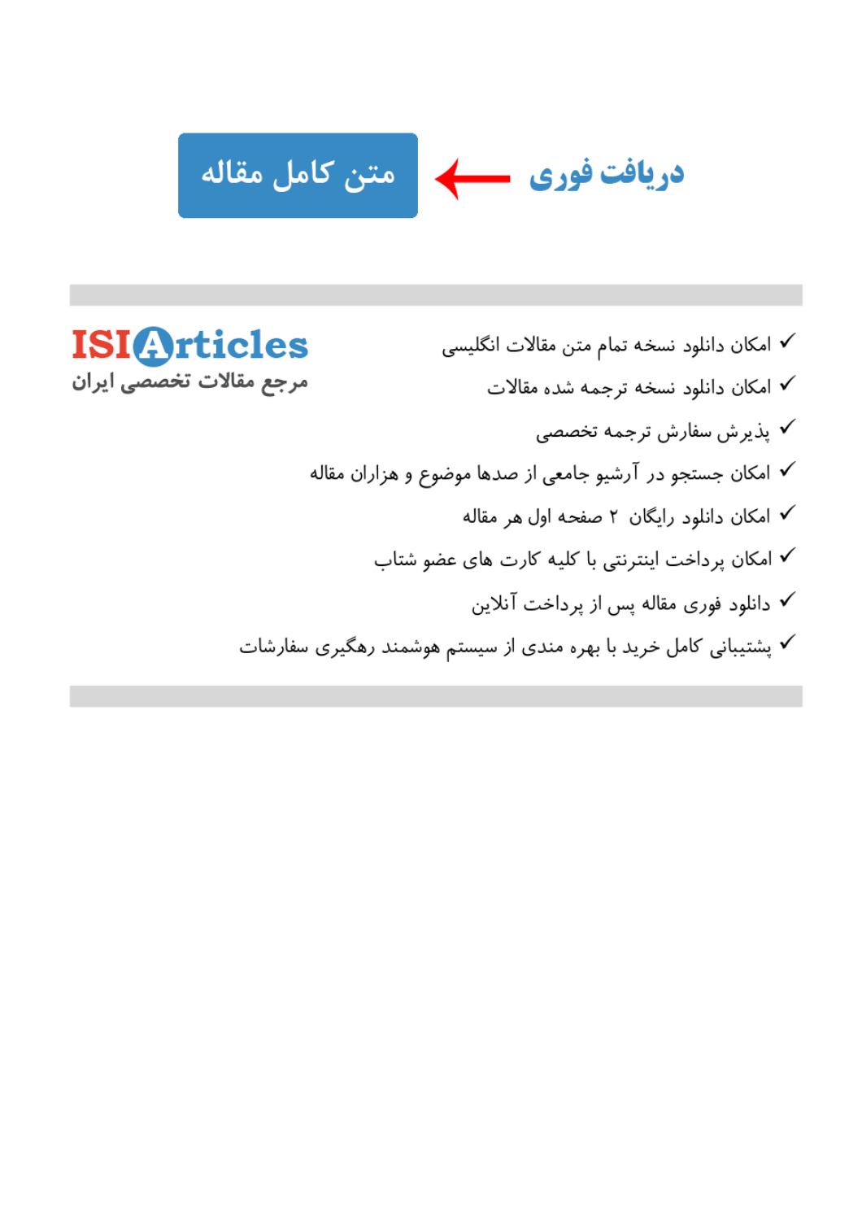دریافت فوری ← متن کامل مقاله

**ISIArticles**
مرجع مقالات تخصصی ایران

- ✓ امکان دانلود نسخه تمام متن مقالات انگلیسی
- ✓ امکان دانلود نسخه ترجمه شده مقالات
- ✓ پذیرش سفارش ترجمه تخصصی
- ✓ امکان جستجو در آرشیو جامعی از صدها موضوع و هزاران مقاله
- ✓ امکان دانلود رایگان ۲ صفحه اول هر مقاله
- ✓ امکان پرداخت اینترنتی با کلیه کارت های عضو شتاب
- ✓ دانلود فوری مقاله پس از پرداخت آنلاین
- ✓ پشتیبانی کامل خرید با بهره مندی از سیستم هوشمند رهگیری سفارشات